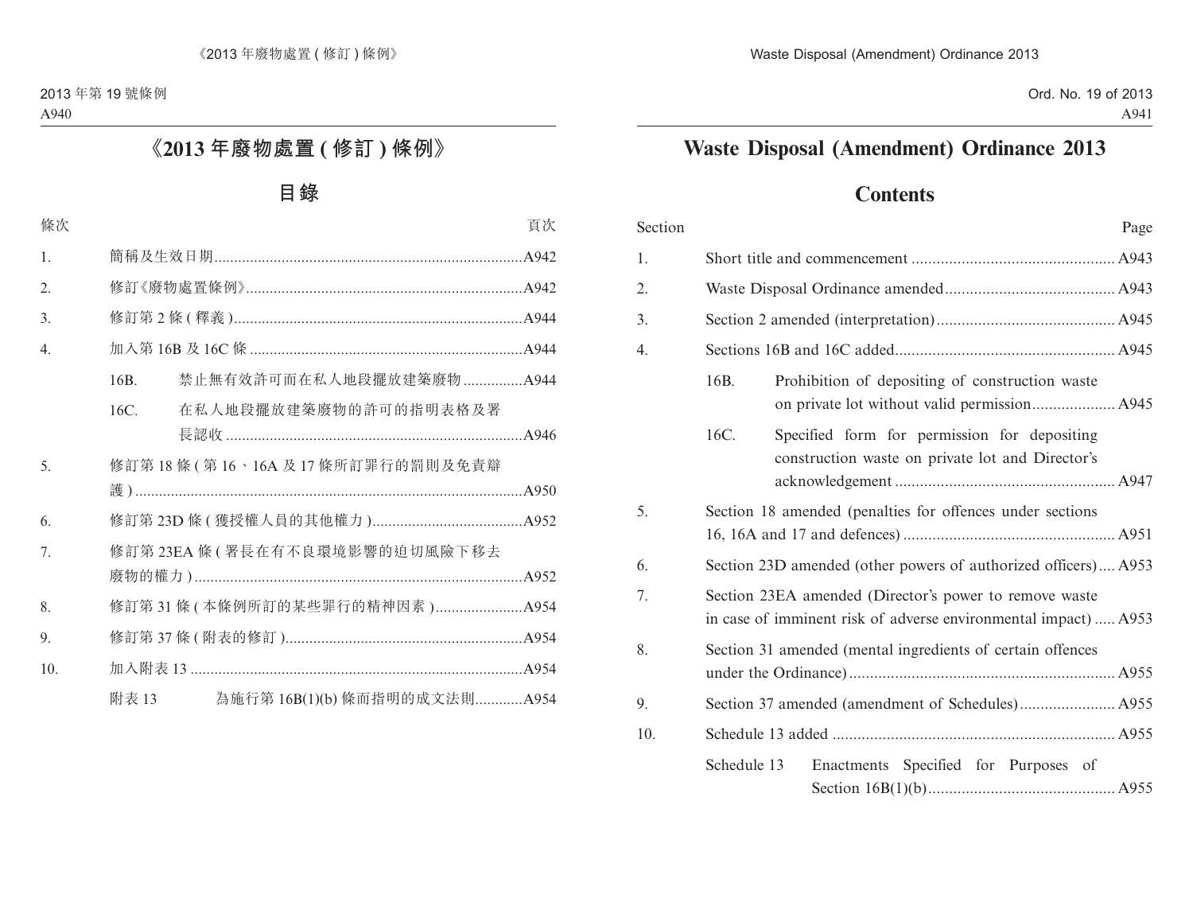# 《2013 年廢物處置 (修訂) 條例》

## 目錄

| 條次 | | | 頁次 |
|---|---|---|---|
| 1. | 簡稱及生效日期 | | A942 |
| 2. | 修訂《廢物處置條例》 | | A942 |
| 3. | 修訂第 2 條 (釋義) | | A944 |
| 4. | 加入第 16B 及 16C 條 | | A944 |
| | 16B. | 禁止無有效許可而在私人地段擺放建築廢物 | A944 |
| | 16C. | 在私人地段擺放建築廢物的許可的指明表格及署長認收 | A946 |
| 5. | 修訂第 18 條 (第 16、16A 及 17 條所訂罪行的罰則及免責辯護) | | A950 |
| 6. | 修訂第 23D 條 (獲授權人員的其他權力) | | A952 |
| 7. | 修訂第 23EA 條 (署長在有不良環境影響的迫切風險下移去廢物的權力) | | A952 |
| 8. | 修訂第 31 條 (本條例所訂的某些罪行的精神因素) | | A954 |
| 9. | 修訂第 37 條 (附表的修訂) | | A954 |
| 10. | 加入附表 13 | | A954 |
| | 附表 13 | 為施行第 16B(1)(b) 條而指明的成文法則 | A954 |

# Waste Disposal (Amendment) Ordinance 2013

## Contents

| Section | | | Page |
|---|---|---|---|
| 1. | Short title and commencement | | A943 |
| 2. | Waste Disposal Ordinance amended | | A943 |
| 3. | Section 2 amended (interpretation) | | A945 |
| 4. | Sections 16B and 16C added | | A945 |
| | 16B. | Prohibition of depositing of construction waste on private lot without valid permission | A945 |
| | 16C. | Specified form for permission for depositing construction waste on private lot and Director's acknowledgement | A947 |
| 5. | Section 18 amended (penalties for offences under sections 16, 16A and 17 and defences) | | A951 |
| 6. | Section 23D amended (other powers of authorized officers) | | A953 |
| 7. | Section 23EA amended (Director's power to remove waste in case of imminent risk of adverse environmental impact) | | A953 |
| 8. | Section 31 amended (mental ingredients of certain offences under the Ordinance) | | A955 |
| 9. | Section 37 amended (amendment of Schedules) | | A955 |
| 10. | Schedule 13 added | | A955 |
| | Schedule 13 | Enactments Specified for Purposes of Section 16B(1)(b) | A955 |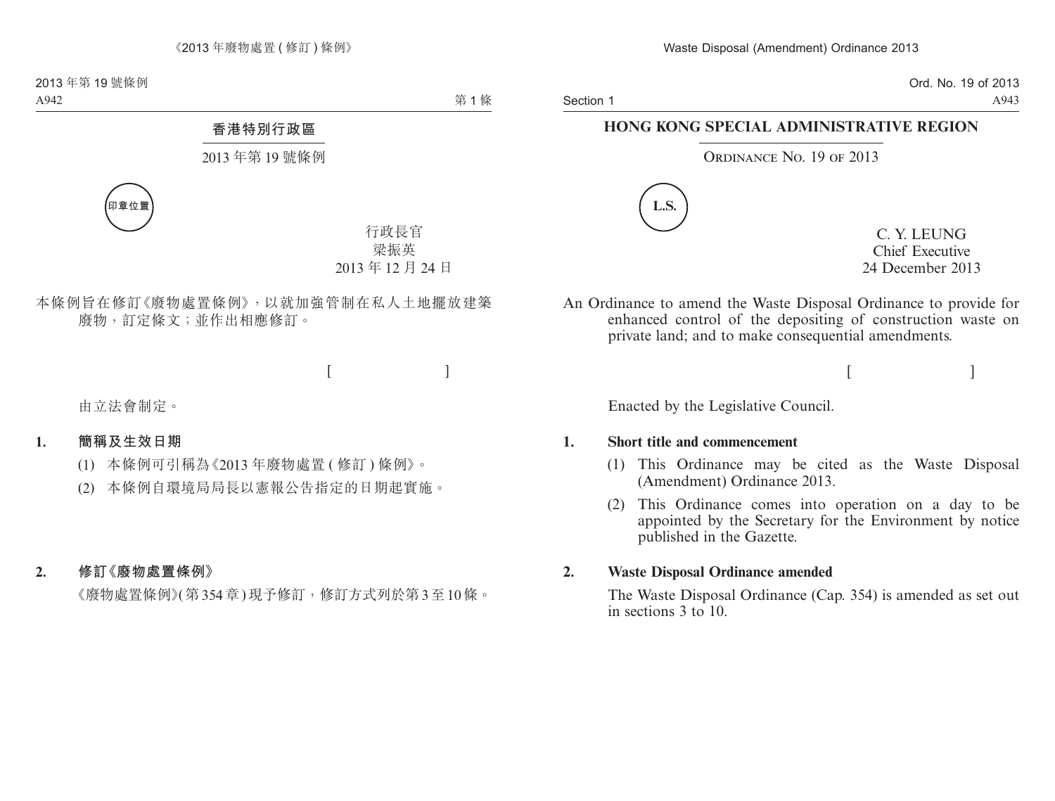# 香港特別行政區

## 2013 年第 19 號條例

印章位置

行政長官
梁振英
2013 年 12 月 24 日

本條例旨在修訂《廢物處置條例》，以就加強管制在私人土地擺放建築廢物，訂定條文；並作出相應修訂。

[ ]

由立法會制定。

**1. 簡稱及生效日期**

(1) 本條例可引稱為《2013 年廢物處置 ( 修訂 ) 條例》。

(2) 本條例自環境局局長以憲報公告指定的日期起實施。

**2. 修訂《廢物處置條例》**

《廢物處置條例》( 第 354 章 ) 現予修訂，修訂方式列於第 3 至 10 條。

# HONG KONG SPECIAL ADMINISTRATIVE REGION

## Ordinance No. 19 of 2013

L.S.

C. Y. LEUNG
Chief Executive
24 December 2013

An Ordinance to amend the Waste Disposal Ordinance to provide for enhanced control of the depositing of construction waste on private land; and to make consequential amendments.

[ ]

Enacted by the Legislative Council.

**1. Short title and commencement**

(1) This Ordinance may be cited as the Waste Disposal (Amendment) Ordinance 2013.

(2) This Ordinance comes into operation on a day to be appointed by the Secretary for the Environment by notice published in the Gazette.

**2. Waste Disposal Ordinance amended**

The Waste Disposal Ordinance (Cap. 354) is amended as set out in sections 3 to 10.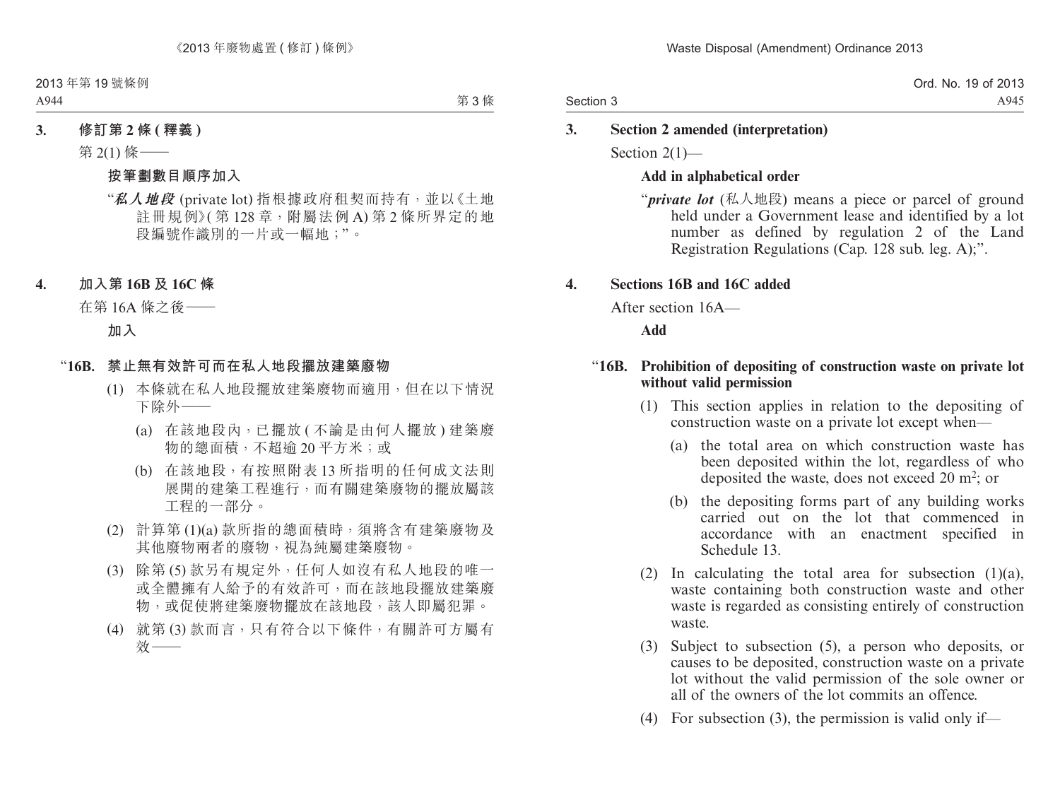## 3. 修訂第 2 條 (釋義)

第 2(1) 條——

**按筆劃數目順序加入**

“***私人地段*** (private lot) 指根據政府租契而持有，並以《土地註冊規例》(第 128 章，附屬法例 A) 第 2 條所界定的地段編號作識別的一片或一幅地；”。

## 4. 加入第 16B 及 16C 條

在第 16A 條之後——

**加入**

### “16B. 禁止無有效許可而在私人地段擺放建築廢物

(1) 本條就在私人地段擺放建築廢物而適用，但在以下情況下除外——

(a) 在該地段內，已擺放 (不論是由何人擺放) 建築廢物的總面積，不超逾 20 平方米；或

(b) 在該地段，有按照附表 13 所指明的任何成文法則展開的建築工程進行，而有關建築廢物的擺放屬該工程的一部分。

(2) 計算第 (1)(a) 款所指的總面積時，須將含有建築廢物及其他廢物兩者的廢物，視為純屬建築廢物。

(3) 除第 (5) 款另有規定外，任何人如沒有私人地段的唯一或全體擁有人給予的有效許可，而在該地段擺放建築廢物，或促使將建築廢物擺放在該地段，該人即屬犯罪。

(4) 就第 (3) 款而言，只有符合以下條件，有關許可方屬有效——

## 3. Section 2 amended (interpretation)

Section 2(1)—

**Add in alphabetical order**

“***private lot*** (私人地段) means a piece or parcel of ground held under a Government lease and identified by a lot number as defined by regulation 2 of the Land Registration Regulations (Cap. 128 sub. leg. A);”.

## 4. Sections 16B and 16C added

After section 16A—

**Add**

### “16B. Prohibition of depositing of construction waste on private lot without valid permission

(1) This section applies in relation to the depositing of construction waste on a private lot except when—

(a) the total area on which construction waste has been deposited within the lot, regardless of who deposited the waste, does not exceed 20 $m^2$; or

(b) the depositing forms part of any building works carried out on the lot that commenced in accordance with an enactment specified in Schedule 13.

(2) In calculating the total area for subsection (1)(a), waste containing both construction waste and other waste is regarded as consisting entirely of construction waste.

(3) Subject to subsection (5), a person who deposits, or causes to be deposited, construction waste on a private lot without the valid permission of the sole owner or all of the owners of the lot commits an offence.

(4) For subsection (3), the permission is valid only if—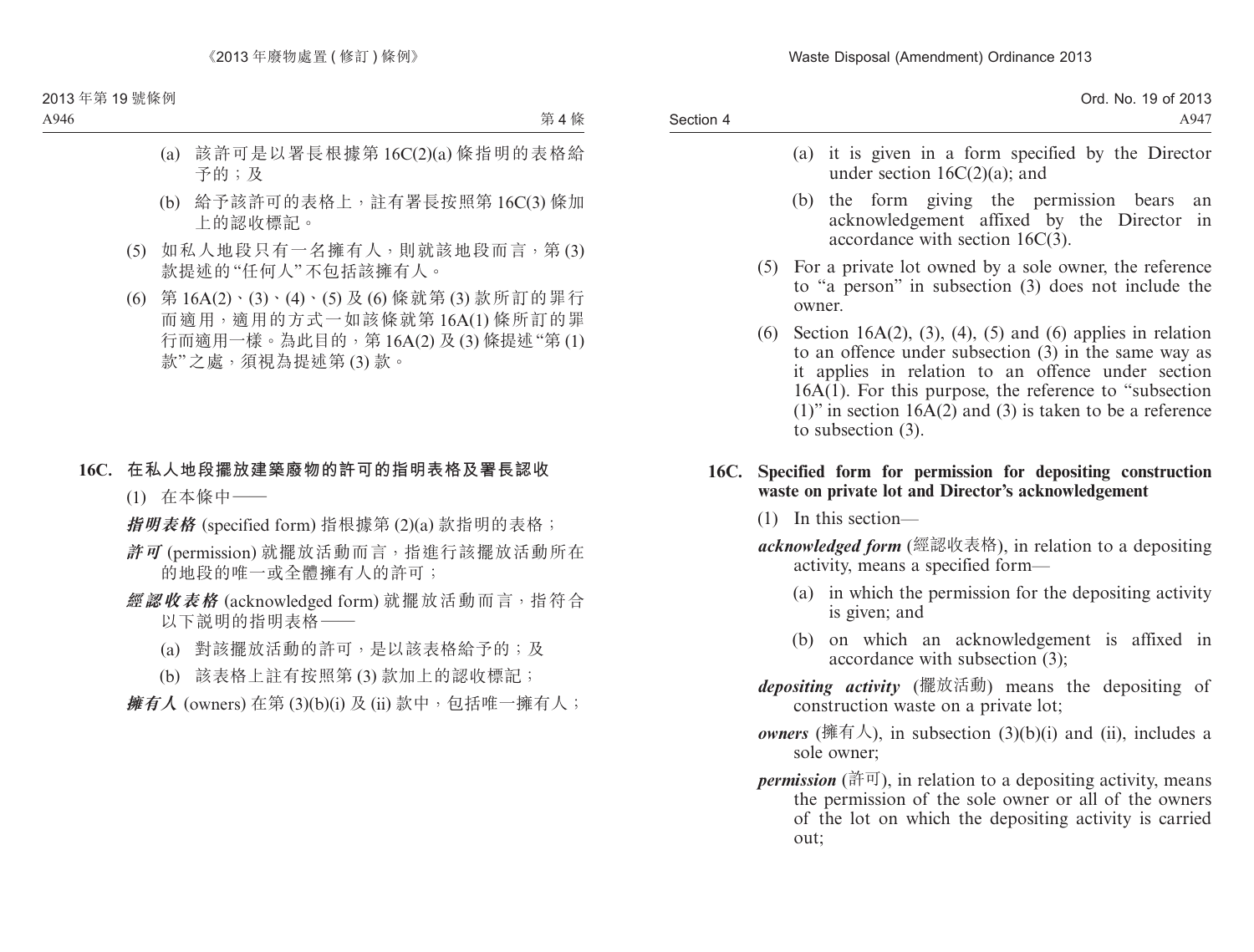(a) 該許可是以署長根據第 16C(2)(a) 條指明的表格給予的；及

(b) 給予該許可的表格上，註有署長按照第 16C(3) 條加上的認收標記。

(5) 如私人地段只有一名擁有人，則就該地段而言，第 (3) 款提述的“任何人”不包括該擁有人。

(6) 第 16A(2)、(3)、(4)、(5) 及 (6) 條就第 (3) 款所訂的罪行而適用，適用的方式一如該條就第 16A(1) 條所訂的罪行而適用一樣。為此目的，第 16A(2) 及 (3) 條提述“第 (1) 款”之處，須視為提述第 (3) 款。

**16C. 在私人地段擺放建築廢物的許可的指明表格及署長認收**

(1) 在本條中——

***指明表格*** (specified form) 指根據第 (2)(a) 款指明的表格；

***許可*** (permission) 就擺放活動而言，指進行該擺放活動所在的地段的唯一或全體擁有人的許可；

***經認收表格*** (acknowledged form) 就擺放活動而言，指符合以下說明的指明表格——

(a) 對該擺放活動的許可，是以該表格給予的；及

(b) 該表格上註有按照第 (3) 款加上的認收標記；

***擁有人*** (owners) 在第 (3)(b)(i) 及 (ii) 款中，包括唯一擁有人；

(a) it is given in a form specified by the Director under section 16C(2)(a); and

(b) the form giving the permission bears an acknowledgement affixed by the Director in accordance with section 16C(3).

(5) For a private lot owned by a sole owner, the reference to “a person” in subsection (3) does not include the owner.

(6) Section 16A(2), (3), (4), (5) and (6) applies in relation to an offence under subsection (3) in the same way as it applies in relation to an offence under section 16A(1). For this purpose, the reference to “subsection (1)” in section 16A(2) and (3) is taken to be a reference to subsection (3).

**16C. Specified form for permission for depositing construction waste on private lot and Director’s acknowledgement**

(1) In this section—

***acknowledged form*** (經認收表格), in relation to a depositing activity, means a specified form—

(a) in which the permission for the depositing activity is given; and

(b) on which an acknowledgement is affixed in accordance with subsection (3);

***depositing activity*** (擺放活動) means the depositing of construction waste on a private lot;

***owners*** (擁有人), in subsection (3)(b)(i) and (ii), includes a sole owner;

***permission*** (許可), in relation to a depositing activity, means the permission of the sole owner or all of the owners of the lot on which the depositing activity is carried out;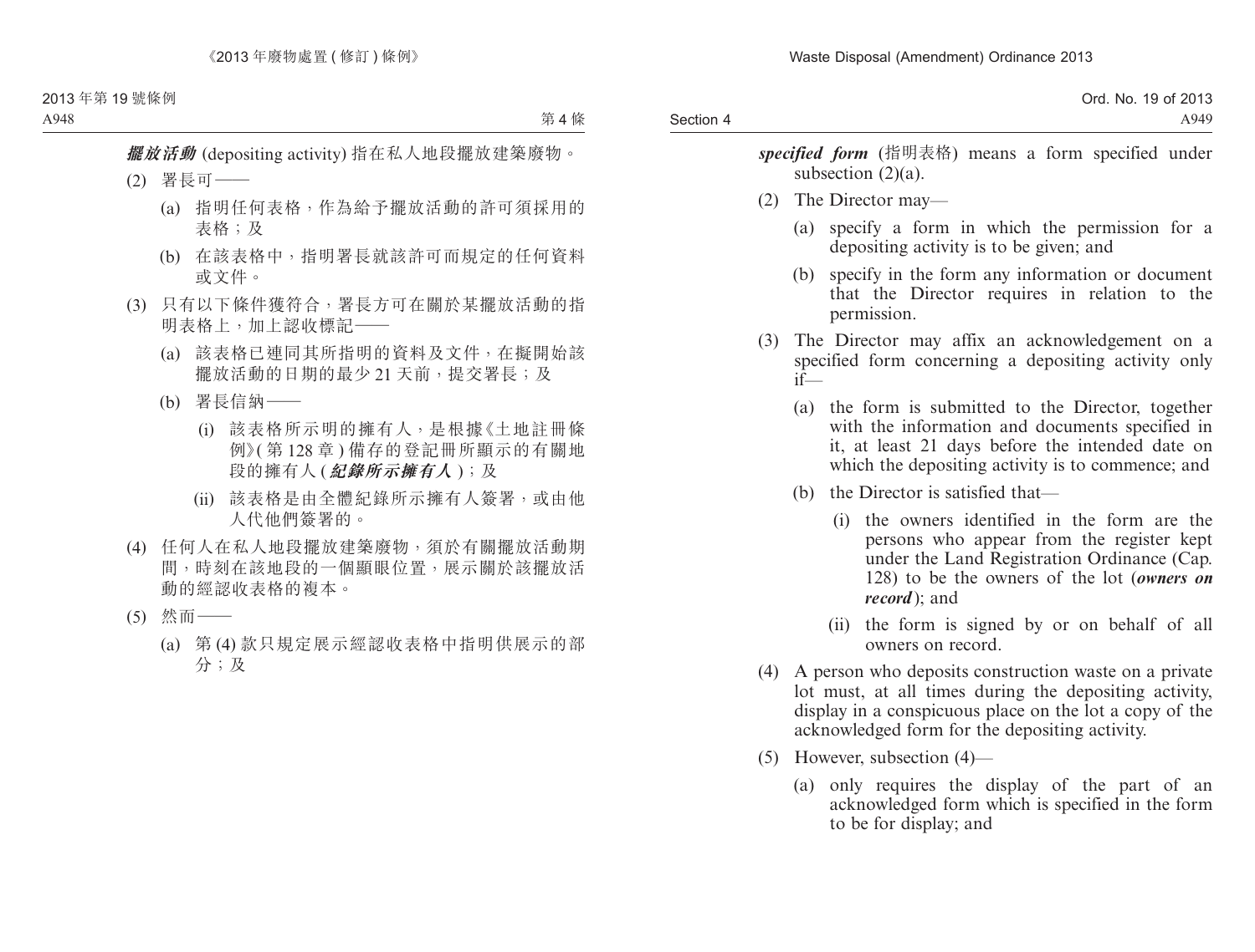***擺放活動*** (depositing activity) 指在私人地段擺放建築廢物。

(2) 署長可——

(a) 指明任何表格，作為給予擺放活動的許可須採用的表格；及

(b) 在該表格中，指明署長就該許可而規定的任何資料或文件。

(3) 只有以下條件獲符合，署長方可在關於某擺放活動的指明表格上，加上認收標記——

(a) 該表格已連同其所指明的資料及文件，在擬開始該擺放活動的日期的最少 21 天前，提交署長；及

(b) 署長信納——

(i) 該表格所示明的擁有人，是根據《土地註冊條例》(第 128 章) 備存的登記冊所顯示的有關地段的擁有人 (***紀錄所示擁有人***)；及

(ii) 該表格是由全體紀錄所示擁有人簽署，或由他人代他們簽署的。

(4) 任何人在私人地段擺放建築廢物，須於有關擺放活動期間，時刻在該地段的一個顯眼位置，展示關於該擺放活動的經認收表格的複本。

(5) 然而——

(a) 第 (4) 款只規定展示經認收表格中指明供展示的部分；及

***specified form*** (指明表格) means a form specified under subsection (2)(a).

(2) The Director may—

(a) specify a form in which the permission for a depositing activity is to be given; and

(b) specify in the form any information or document that the Director requires in relation to the permission.

(3) The Director may affix an acknowledgement on a specified form concerning a depositing activity only if—

(a) the form is submitted to the Director, together with the information and documents specified in it, at least 21 days before the intended date on which the depositing activity is to commence; and

(b) the Director is satisfied that—

(i) the owners identified in the form are the persons who appear from the register kept under the Land Registration Ordinance (Cap. 128) to be the owners of the lot (***owners on record***); and

(ii) the form is signed by or on behalf of all owners on record.

(4) A person who deposits construction waste on a private lot must, at all times during the depositing activity, display in a conspicuous place on the lot a copy of the acknowledged form for the depositing activity.

(5) However, subsection (4)—

(a) only requires the display of the part of an acknowledged form which is specified in the form to be for display; and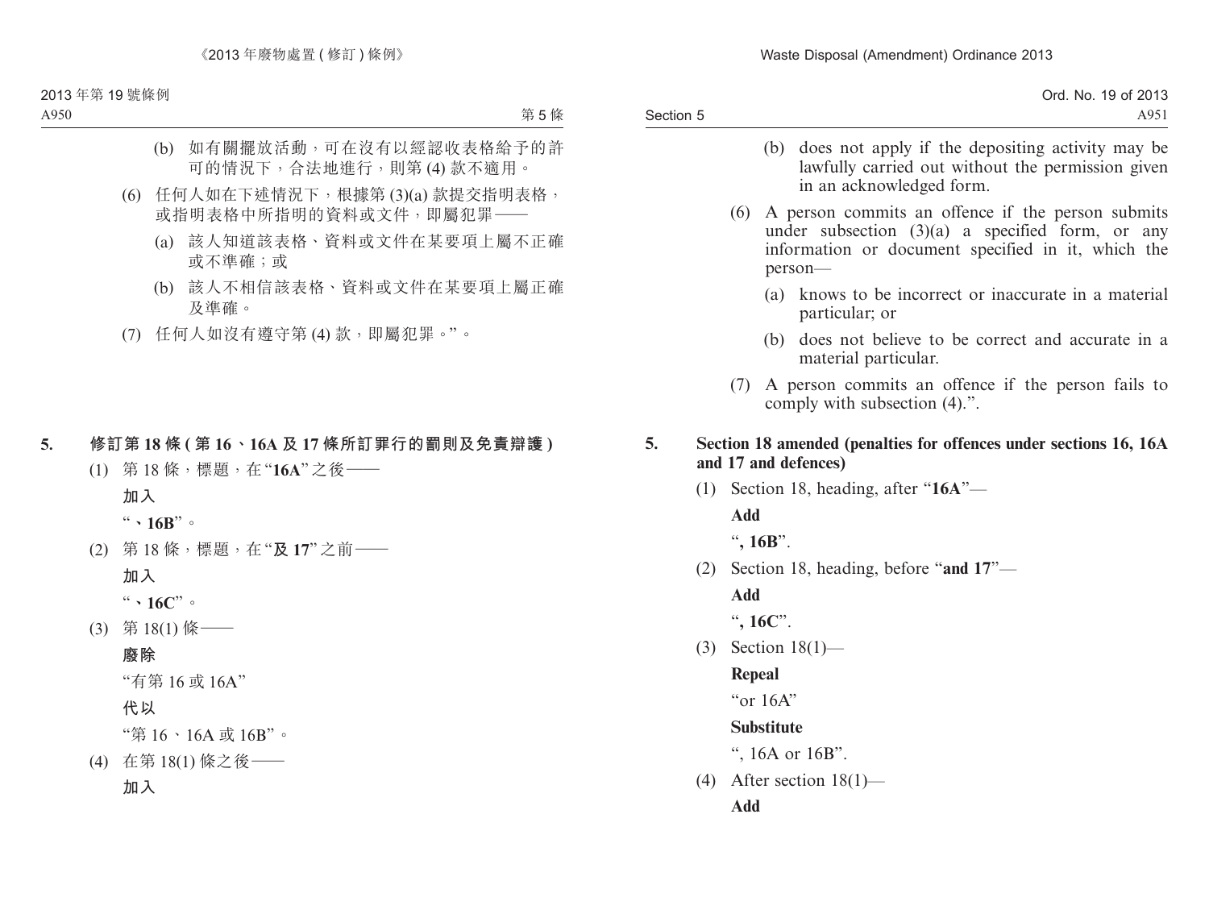(b) 如有關擺放活動，可在沒有以經認收表格給予的許可的情況下，合法地進行，則第 (4) 款不適用。

(6) 任何人如在下述情況下，根據第 (3)(a) 款提交指明表格，或指明表格中所指明的資料或文件，即屬犯罪——

(a) 該人知道該表格、資料或文件在某要項上屬不正確或不準確；或

(b) 該人不相信該表格、資料或文件在某要項上屬正確及準確。

(7) 任何人如沒有遵守第 (4) 款，即屬犯罪。”。

**5. 修訂第 18 條 (第 16、16A 及 17 條所訂罪行的罰則及免責辯護)**

(1) 第 18 條，標題，在“**16A**”之後——

**加入**

“、**16B**”。

(2) 第 18 條，標題，在“**及 17**”之前——

**加入**

“、**16C**”。

(3) 第 18(1) 條——

**廢除**

“有第 16 或 16A”

**代以**

“第 16、16A 或 16B”。

(4) 在第 18(1) 條之後——

**加入**

(b) does not apply if the depositing activity may be lawfully carried out without the permission given in an acknowledged form.

(6) A person commits an offence if the person submits under subsection (3)(a) a specified form, or any information or document specified in it, which the person—

(a) knows to be incorrect or inaccurate in a material particular; or

(b) does not believe to be correct and accurate in a material particular.

(7) A person commits an offence if the person fails to comply with subsection (4).”.

**5. Section 18 amended (penalties for offences under sections 16, 16A and 17 and defences)**

(1) Section 18, heading, after “**16A**”—

**Add**

“**, 16B**”.

(2) Section 18, heading, before “**and 17**”—

**Add**

“**, 16C**”.

(3) Section 18(1)—

**Repeal**

“or 16A”

**Substitute**

“, 16A or 16B”.

(4) After section 18(1)—

**Add**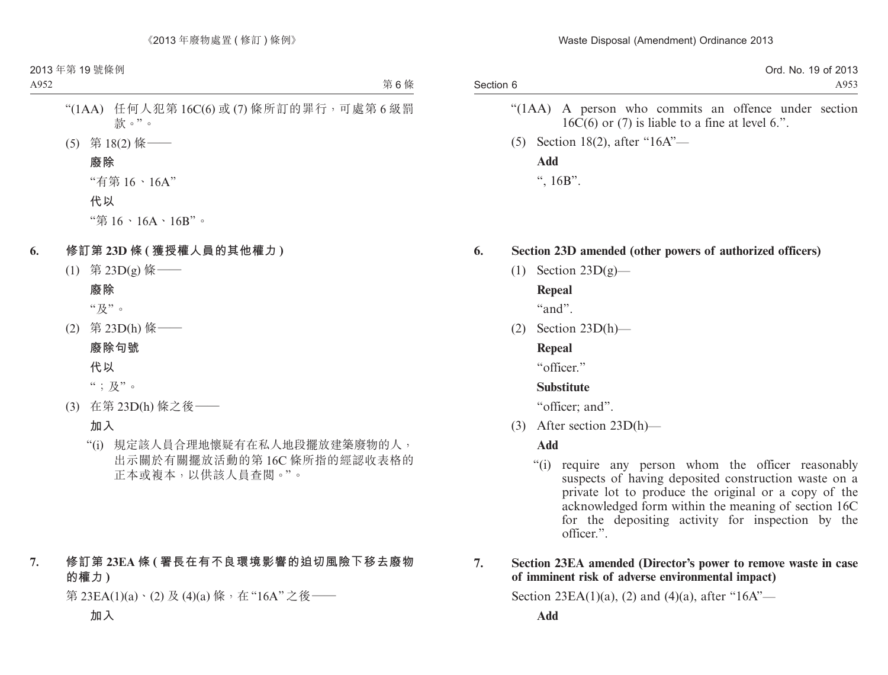"(1AA) 任何人犯第 16C(6) 或 (7) 條所訂的罪行，可處第 6 級罰款。"。

(5) 第 18(2) 條——

**廢除**

"有第 16、16A"

**代以**

"第 16、16A、16B"。

**6. 修訂第 23D 條 (獲授權人員的其他權力)**

(1) 第 23D(g) 條——

**廢除**

"及"。

(2) 第 23D(h) 條——

**廢除句號**

**代以**

"；及"。

(3) 在第 23D(h) 條之後——

**加入**

"(i) 規定該人員合理地懷疑有在私人地段擺放建築廢物的人，出示關於有關擺放活動的第 16C 條所指的經認收表格的正本或複本，以供該人員查閱。"。

**7. 修訂第 23EA 條 (署長在有不良環境影響的迫切風險下移去廢物的權力)**

第 23EA(1)(a)、(2) 及 (4)(a) 條，在"16A"之後——

**加入**

"(1AA) A person who commits an offence under section 16C(6) or (7) is liable to a fine at level 6.".

(5) Section 18(2), after "16A"—

**Add**

", 16B".

**6. Section 23D amended (other powers of authorized officers)**

(1) Section 23D(g)—

**Repeal**

"and".

(2) Section 23D(h)—

**Repeal**

"officer."

**Substitute**

"officer; and".

(3) After section 23D(h)—

**Add**

"(i) require any person whom the officer reasonably suspects of having deposited construction waste on a private lot to produce the original or a copy of the acknowledged form within the meaning of section 16C for the depositing activity for inspection by the officer.".

**7. Section 23EA amended (Director's power to remove waste in case of imminent risk of adverse environmental impact)**

Section 23EA(1)(a), (2) and (4)(a), after "16A"—

**Add**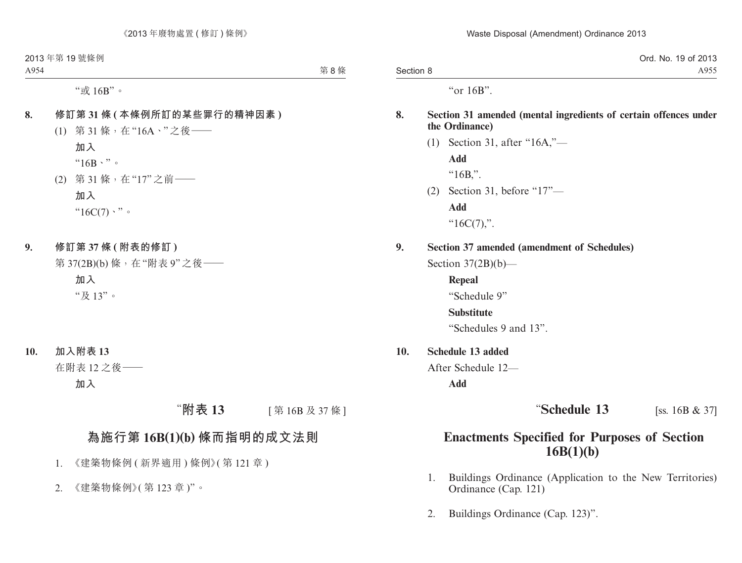"或 16B"。

**8. 修訂第 31 條 (本條例所訂的某些罪行的精神因素)**

(1) 第 31 條，在"16A、"之後——

**加入**

"16B、"。

(2) 第 31 條，在"17"之前——

**加入**

"16C(7)、"。

**9. 修訂第 37 條 (附表的修訂)**

第 37(2B)(b) 條，在"附表 9"之後——

**加入**

"及 13"。

**10. 加入附表 13**

在附表 12 之後——

**加入**

## "附表 13 [第 16B 及 37 條]

## 為施行第 16B(1)(b) 條而指明的成文法則

1. 《建築物條例 (新界適用) 條例》(第 121 章)

2. 《建築物條例》(第 123 章)"。

"or 16B".

**8. Section 31 amended (mental ingredients of certain offences under the Ordinance)**

(1) Section 31, after "16A,"—

**Add**

"16B,".

(2) Section 31, before "17"—

**Add**

"16C(7),".

**9. Section 37 amended (amendment of Schedules)**

Section 37(2B)(b)—

**Repeal**

"Schedule 9"

**Substitute**

"Schedules 9 and 13".

**10. Schedule 13 added**

After Schedule 12—

**Add**

## "Schedule 13 [ss. 16B & 37]

## Enactments Specified for Purposes of Section 16B(1)(b)

1. Buildings Ordinance (Application to the New Territories) Ordinance (Cap. 121)

2. Buildings Ordinance (Cap. 123)".